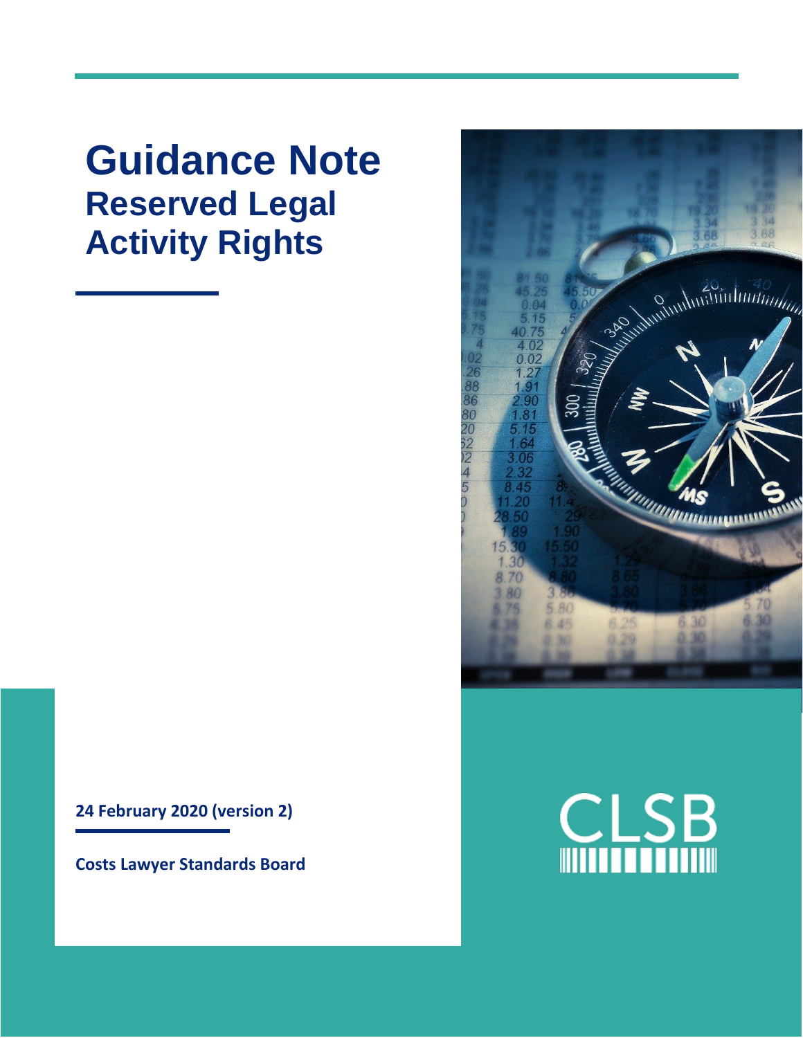# Guidance Note

## Reserved Legal Activity Rights

**24 February 2020 (version 2)**

**Costs Lawyer Standards Board**

CLSB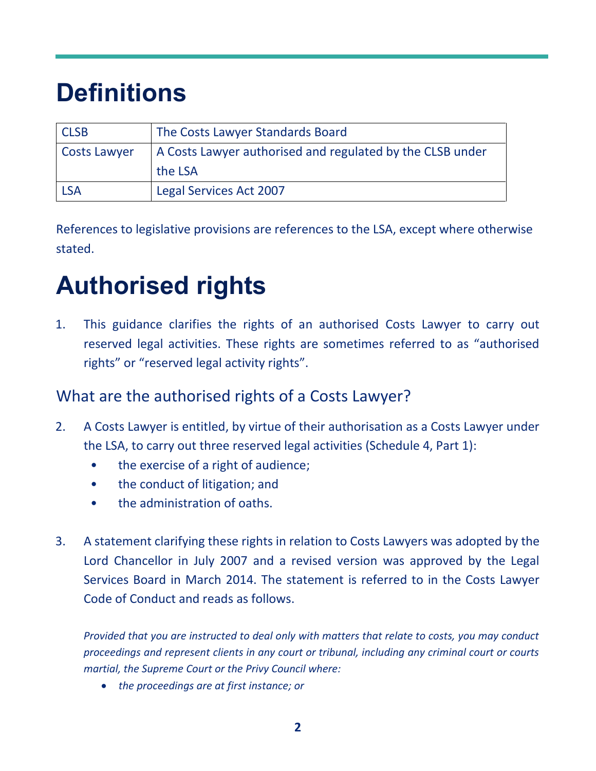# Definitions

| CLSB | The Costs Lawyer Standards Board |
| --- | --- |
| Costs Lawyer | A Costs Lawyer authorised and regulated by the CLSB under the LSA |
| LSA | Legal Services Act 2007 |

References to legislative provisions are references to the LSA, except where otherwise stated.

# Authorised rights

1. This guidance clarifies the rights of an authorised Costs Lawyer to carry out reserved legal activities. These rights are sometimes referred to as "authorised rights" or "reserved legal activity rights".

## What are the authorised rights of a Costs Lawyer?

2. A Costs Lawyer is entitled, by virtue of their authorisation as a Costs Lawyer under the LSA, to carry out three reserved legal activities (Schedule 4, Part 1):
   - the exercise of a right of audience;
   - the conduct of litigation; and
   - the administration of oaths.

3. A statement clarifying these rights in relation to Costs Lawyers was adopted by the Lord Chancellor in July 2007 and a revised version was approved by the Legal Services Board in March 2014. The statement is referred to in the Costs Lawyer Code of Conduct and reads as follows.

   *Provided that you are instructed to deal only with matters that relate to costs, you may conduct proceedings and represent clients in any court or tribunal, including any criminal court or courts martial, the Supreme Court or the Privy Council where:*

   - *the proceedings are at first instance; or*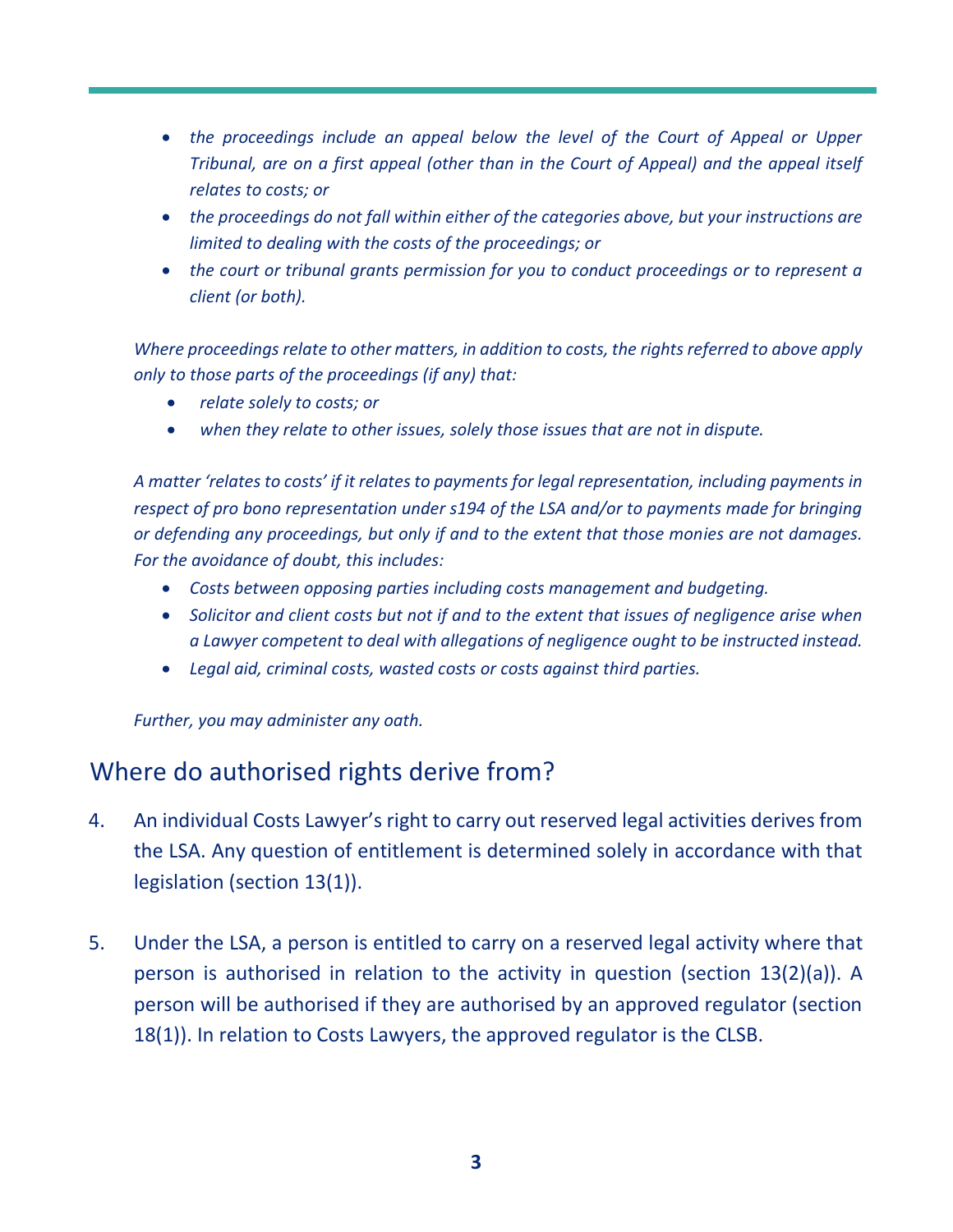- *the proceedings include an appeal below the level of the Court of Appeal or Upper Tribunal, are on a first appeal (other than in the Court of Appeal) and the appeal itself relates to costs; or*
- *the proceedings do not fall within either of the categories above, but your instructions are limited to dealing with the costs of the proceedings; or*
- *the court or tribunal grants permission for you to conduct proceedings or to represent a client (or both).*

*Where proceedings relate to other matters, in addition to costs, the rights referred to above apply only to those parts of the proceedings (if any) that:*

- *relate solely to costs; or*
- *when they relate to other issues, solely those issues that are not in dispute.*

*A matter 'relates to costs' if it relates to payments for legal representation, including payments in respect of pro bono representation under s194 of the LSA and/or to payments made for bringing or defending any proceedings, but only if and to the extent that those monies are not damages. For the avoidance of doubt, this includes:*

- *Costs between opposing parties including costs management and budgeting.*
- *Solicitor and client costs but not if and to the extent that issues of negligence arise when a Lawyer competent to deal with allegations of negligence ought to be instructed instead.*
- *Legal aid, criminal costs, wasted costs or costs against third parties.*

*Further, you may administer any oath.*

## Where do authorised rights derive from?

4. An individual Costs Lawyer's right to carry out reserved legal activities derives from the LSA. Any question of entitlement is determined solely in accordance with that legislation (section 13(1)).

5. Under the LSA, a person is entitled to carry on a reserved legal activity where that person is authorised in relation to the activity in question (section 13(2)(a)). A person will be authorised if they are authorised by an approved regulator (section 18(1)). In relation to Costs Lawyers, the approved regulator is the CLSB.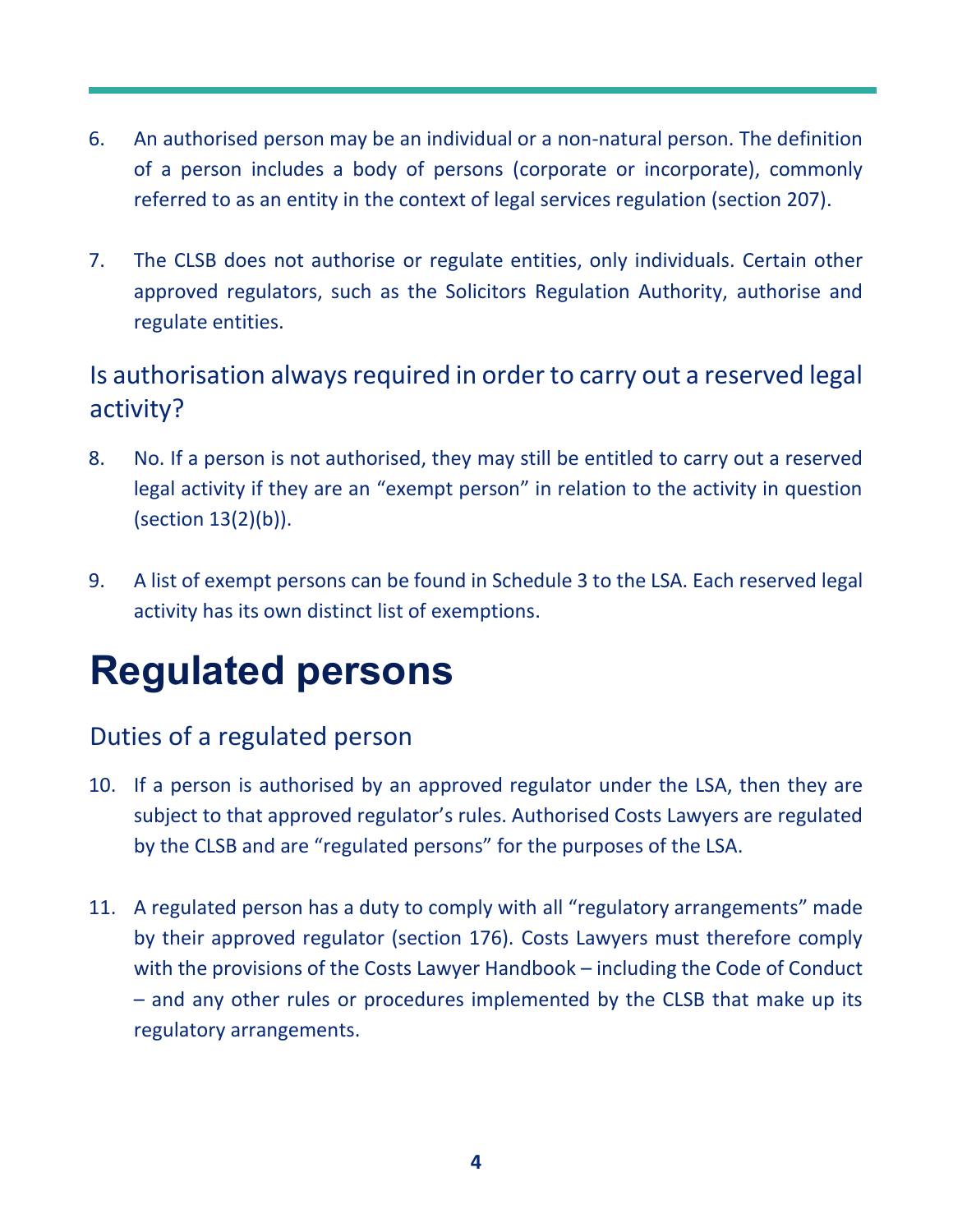6. An authorised person may be an individual or a non-natural person. The definition of a person includes a body of persons (corporate or incorporate), commonly referred to as an entity in the context of legal services regulation (section 207).

7. The CLSB does not authorise or regulate entities, only individuals. Certain other approved regulators, such as the Solicitors Regulation Authority, authorise and regulate entities.

### Is authorisation always required in order to carry out a reserved legal activity?

8. No. If a person is not authorised, they may still be entitled to carry out a reserved legal activity if they are an "exempt person" in relation to the activity in question (section 13(2)(b)).

9. A list of exempt persons can be found in Schedule 3 to the LSA. Each reserved legal activity has its own distinct list of exemptions.

# Regulated persons

### Duties of a regulated person

10. If a person is authorised by an approved regulator under the LSA, then they are subject to that approved regulator's rules. Authorised Costs Lawyers are regulated by the CLSB and are "regulated persons" for the purposes of the LSA.

11. A regulated person has a duty to comply with all "regulatory arrangements" made by their approved regulator (section 176). Costs Lawyers must therefore comply with the provisions of the Costs Lawyer Handbook – including the Code of Conduct – and any other rules or procedures implemented by the CLSB that make up its regulatory arrangements.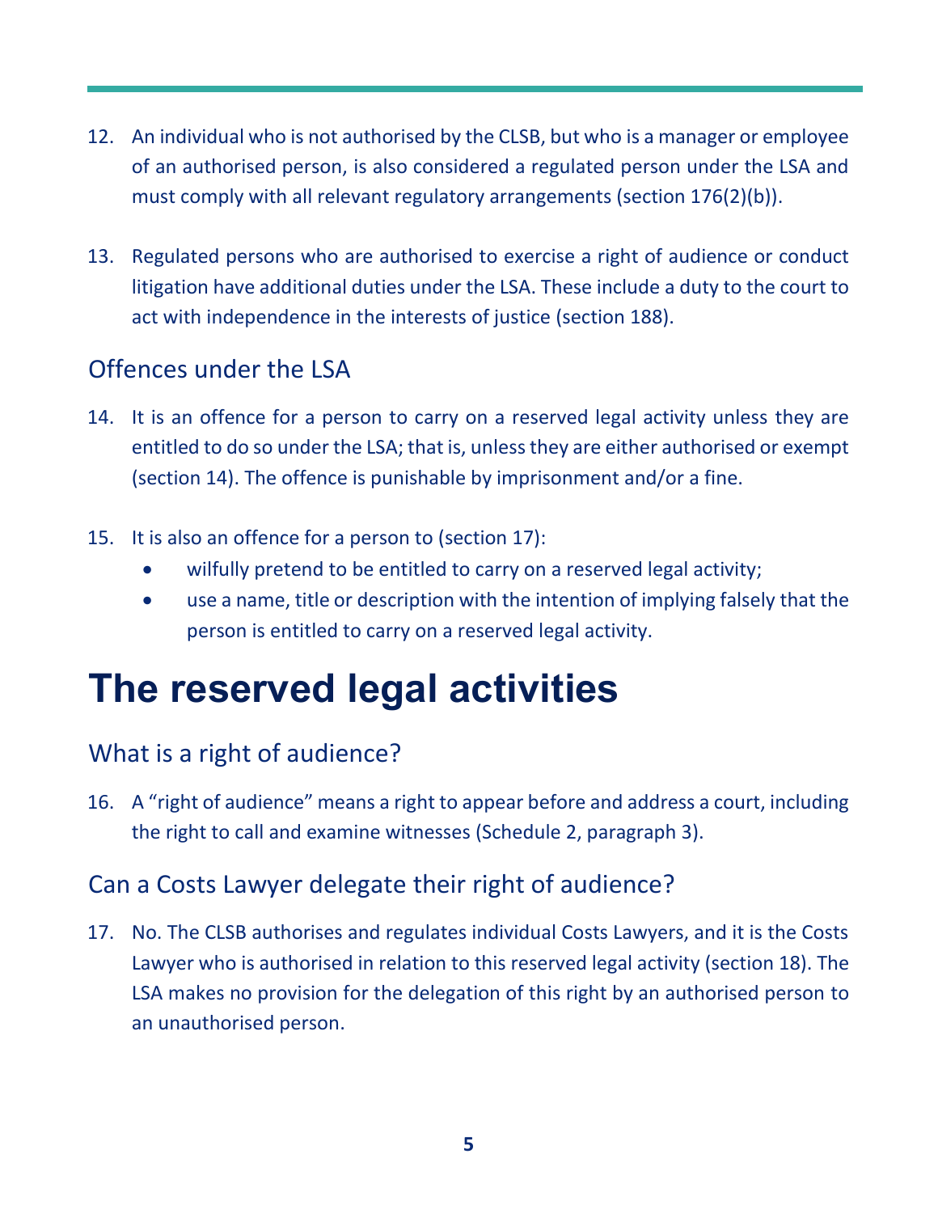12. An individual who is not authorised by the CLSB, but who is a manager or employee of an authorised person, is also considered a regulated person under the LSA and must comply with all relevant regulatory arrangements (section 176(2)(b)).

13. Regulated persons who are authorised to exercise a right of audience or conduct litigation have additional duties under the LSA. These include a duty to the court to act with independence in the interests of justice (section 188).

## Offences under the LSA

14. It is an offence for a person to carry on a reserved legal activity unless they are entitled to do so under the LSA; that is, unless they are either authorised or exempt (section 14). The offence is punishable by imprisonment and/or a fine.

15. It is also an offence for a person to (section 17):
    - wilfully pretend to be entitled to carry on a reserved legal activity;
    - use a name, title or description with the intention of implying falsely that the person is entitled to carry on a reserved legal activity.

# The reserved legal activities

## What is a right of audience?

16. A "right of audience" means a right to appear before and address a court, including the right to call and examine witnesses (Schedule 2, paragraph 3).

## Can a Costs Lawyer delegate their right of audience?

17. No. The CLSB authorises and regulates individual Costs Lawyers, and it is the Costs Lawyer who is authorised in relation to this reserved legal activity (section 18). The LSA makes no provision for the delegation of this right by an authorised person to an unauthorised person.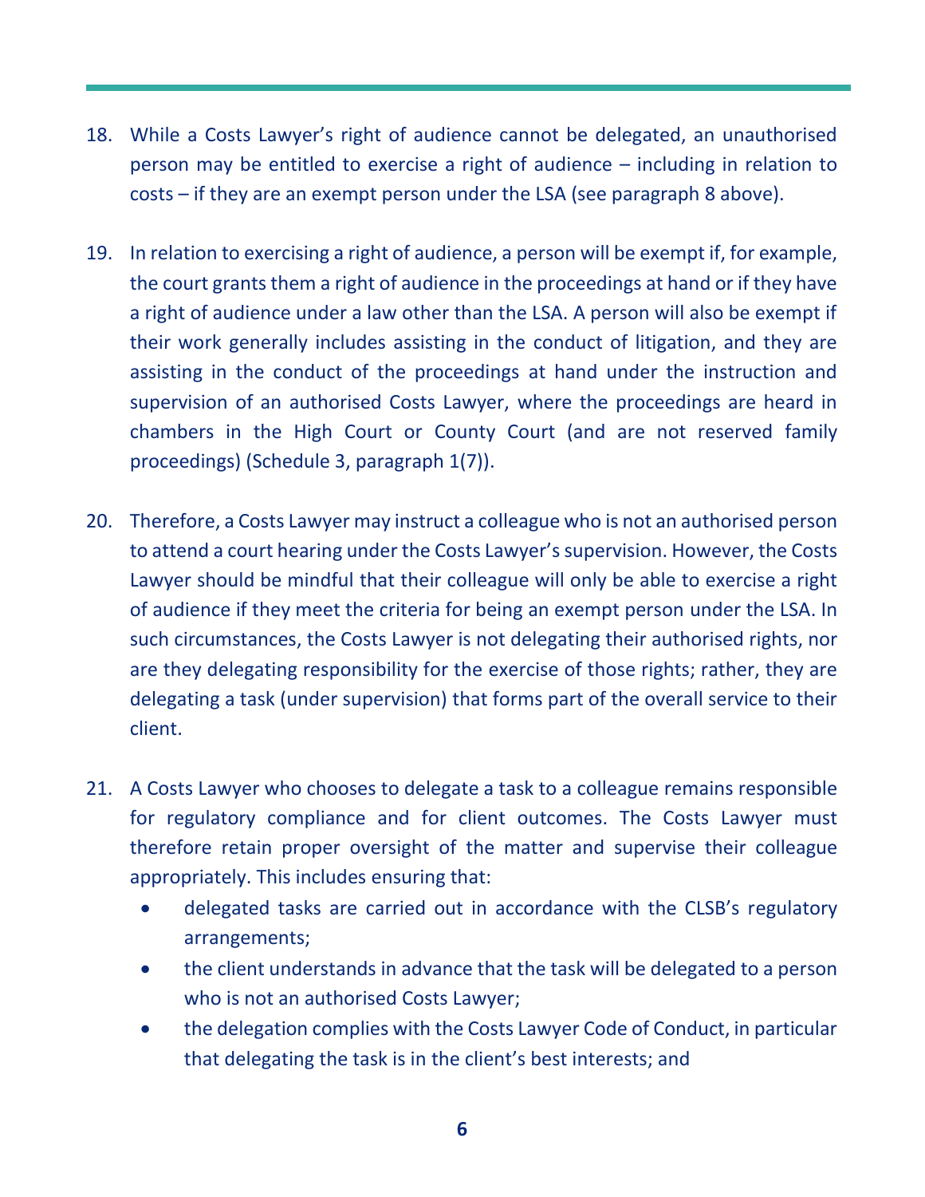18. While a Costs Lawyer's right of audience cannot be delegated, an unauthorised person may be entitled to exercise a right of audience – including in relation to costs – if they are an exempt person under the LSA (see paragraph 8 above).

19. In relation to exercising a right of audience, a person will be exempt if, for example, the court grants them a right of audience in the proceedings at hand or if they have a right of audience under a law other than the LSA. A person will also be exempt if their work generally includes assisting in the conduct of litigation, and they are assisting in the conduct of the proceedings at hand under the instruction and supervision of an authorised Costs Lawyer, where the proceedings are heard in chambers in the High Court or County Court (and are not reserved family proceedings) (Schedule 3, paragraph 1(7)).

20. Therefore, a Costs Lawyer may instruct a colleague who is not an authorised person to attend a court hearing under the Costs Lawyer's supervision. However, the Costs Lawyer should be mindful that their colleague will only be able to exercise a right of audience if they meet the criteria for being an exempt person under the LSA. In such circumstances, the Costs Lawyer is not delegating their authorised rights, nor are they delegating responsibility for the exercise of those rights; rather, they are delegating a task (under supervision) that forms part of the overall service to their client.

21. A Costs Lawyer who chooses to delegate a task to a colleague remains responsible for regulatory compliance and for client outcomes. The Costs Lawyer must therefore retain proper oversight of the matter and supervise their colleague appropriately. This includes ensuring that:
    - delegated tasks are carried out in accordance with the CLSB's regulatory arrangements;
    - the client understands in advance that the task will be delegated to a person who is not an authorised Costs Lawyer;
    - the delegation complies with the Costs Lawyer Code of Conduct, in particular that delegating the task is in the client's best interests; and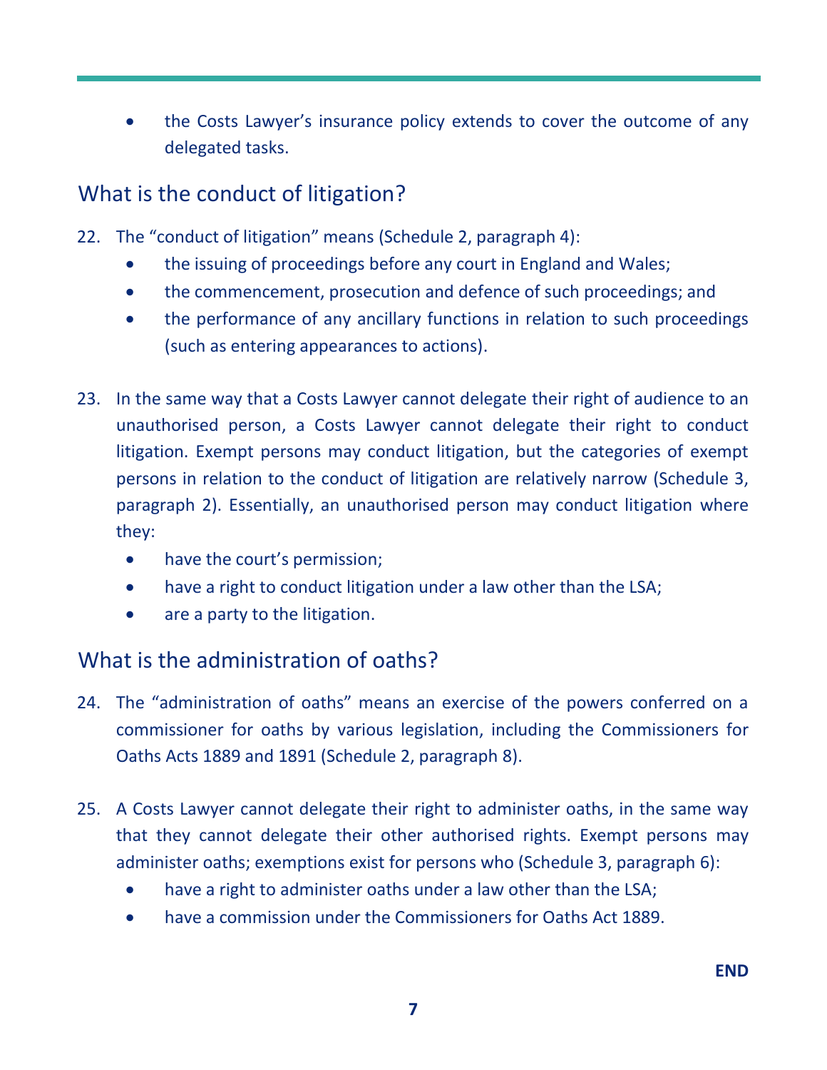- the Costs Lawyer's insurance policy extends to cover the outcome of any delegated tasks.

## What is the conduct of litigation?

22. The "conduct of litigation" means (Schedule 2, paragraph 4):
    - the issuing of proceedings before any court in England and Wales;
    - the commencement, prosecution and defence of such proceedings; and
    - the performance of any ancillary functions in relation to such proceedings (such as entering appearances to actions).

23. In the same way that a Costs Lawyer cannot delegate their right of audience to an unauthorised person, a Costs Lawyer cannot delegate their right to conduct litigation. Exempt persons may conduct litigation, but the categories of exempt persons in relation to the conduct of litigation are relatively narrow (Schedule 3, paragraph 2). Essentially, an unauthorised person may conduct litigation where they:
    - have the court's permission;
    - have a right to conduct litigation under a law other than the LSA;
    - are a party to the litigation.

## What is the administration of oaths?

24. The "administration of oaths" means an exercise of the powers conferred on a commissioner for oaths by various legislation, including the Commissioners for Oaths Acts 1889 and 1891 (Schedule 2, paragraph 8).

25. A Costs Lawyer cannot delegate their right to administer oaths, in the same way that they cannot delegate their other authorised rights. Exempt persons may administer oaths; exemptions exist for persons who (Schedule 3, paragraph 6):
    - have a right to administer oaths under a law other than the LSA;
    - have a commission under the Commissioners for Oaths Act 1889.

**END**